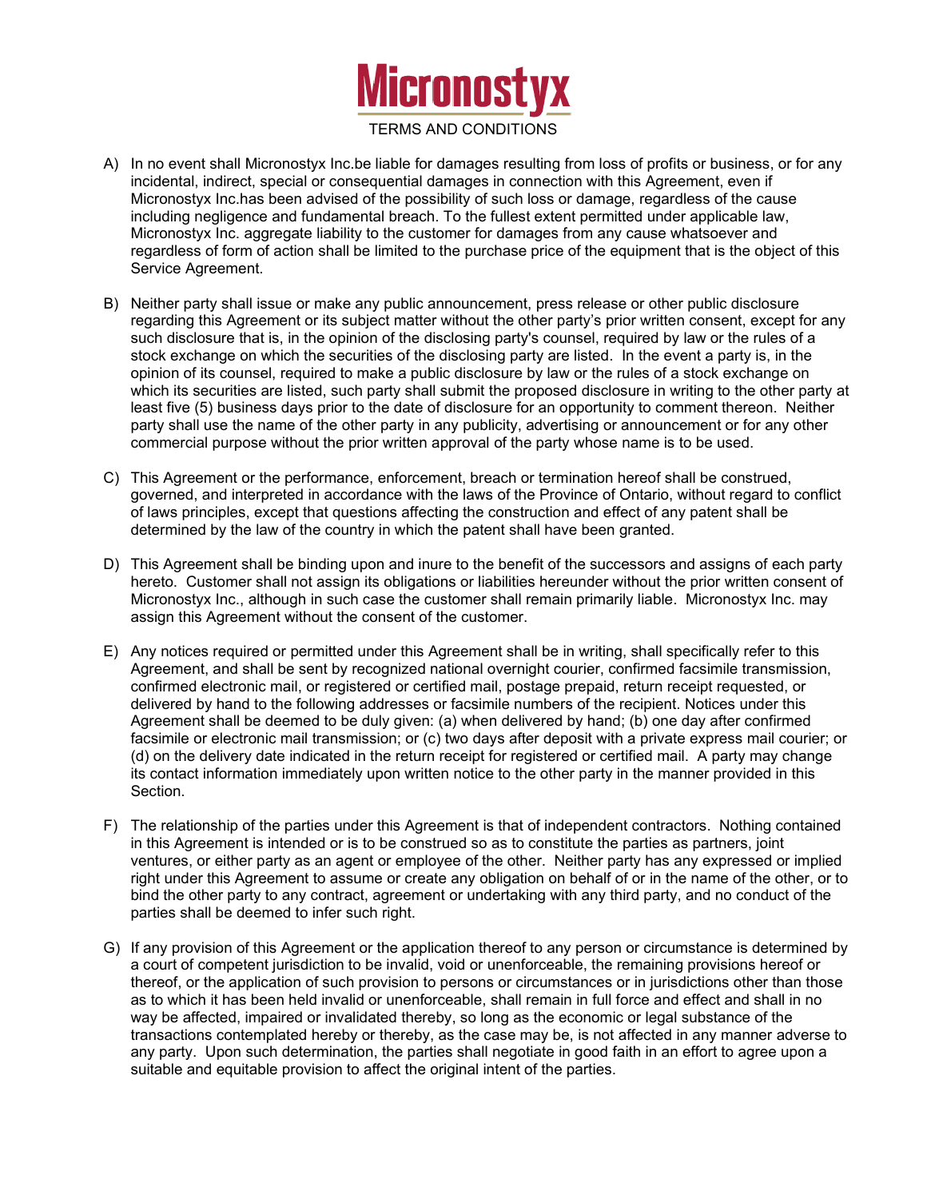# Micronostyx

## TERMS AND CONDITIONS

A) In no event shall Micronostyx Inc.be liable for damages resulting from loss of profits or business, or for any incidental, indirect, special or consequential damages in connection with this Agreement, even if Micronostyx Inc.has been advised of the possibility of such loss or damage, regardless of the cause including negligence and fundamental breach. To the fullest extent permitted under applicable law, Micronostyx Inc. aggregate liability to the customer for damages from any cause whatsoever and regardless of form of action shall be limited to the purchase price of the equipment that is the object of this Service Agreement.

B) Neither party shall issue or make any public announcement, press release or other public disclosure regarding this Agreement or its subject matter without the other party's prior written consent, except for any such disclosure that is, in the opinion of the disclosing party's counsel, required by law or the rules of a stock exchange on which the securities of the disclosing party are listed. In the event a party is, in the opinion of its counsel, required to make a public disclosure by law or the rules of a stock exchange on which its securities are listed, such party shall submit the proposed disclosure in writing to the other party at least five (5) business days prior to the date of disclosure for an opportunity to comment thereon. Neither party shall use the name of the other party in any publicity, advertising or announcement or for any other commercial purpose without the prior written approval of the party whose name is to be used.

C) This Agreement or the performance, enforcement, breach or termination hereof shall be construed, governed, and interpreted in accordance with the laws of the Province of Ontario, without regard to conflict of laws principles, except that questions affecting the construction and effect of any patent shall be determined by the law of the country in which the patent shall have been granted.

D) This Agreement shall be binding upon and inure to the benefit of the successors and assigns of each party hereto. Customer shall not assign its obligations or liabilities hereunder without the prior written consent of Micronostyx Inc., although in such case the customer shall remain primarily liable. Micronostyx Inc. may assign this Agreement without the consent of the customer.

E) Any notices required or permitted under this Agreement shall be in writing, shall specifically refer to this Agreement, and shall be sent by recognized national overnight courier, confirmed facsimile transmission, confirmed electronic mail, or registered or certified mail, postage prepaid, return receipt requested, or delivered by hand to the following addresses or facsimile numbers of the recipient. Notices under this Agreement shall be deemed to be duly given: (a) when delivered by hand; (b) one day after confirmed facsimile or electronic mail transmission; or (c) two days after deposit with a private express mail courier; or (d) on the delivery date indicated in the return receipt for registered or certified mail. A party may change its contact information immediately upon written notice to the other party in the manner provided in this Section.

F) The relationship of the parties under this Agreement is that of independent contractors. Nothing contained in this Agreement is intended or is to be construed so as to constitute the parties as partners, joint ventures, or either party as an agent or employee of the other. Neither party has any expressed or implied right under this Agreement to assume or create any obligation on behalf of or in the name of the other, or to bind the other party to any contract, agreement or undertaking with any third party, and no conduct of the parties shall be deemed to infer such right.

G) If any provision of this Agreement or the application thereof to any person or circumstance is determined by a court of competent jurisdiction to be invalid, void or unenforceable, the remaining provisions hereof or thereof, or the application of such provision to persons or circumstances or in jurisdictions other than those as to which it has been held invalid or unenforceable, shall remain in full force and effect and shall in no way be affected, impaired or invalidated thereby, so long as the economic or legal substance of the transactions contemplated hereby or thereby, as the case may be, is not affected in any manner adverse to any party. Upon such determination, the parties shall negotiate in good faith in an effort to agree upon a suitable and equitable provision to affect the original intent of the parties.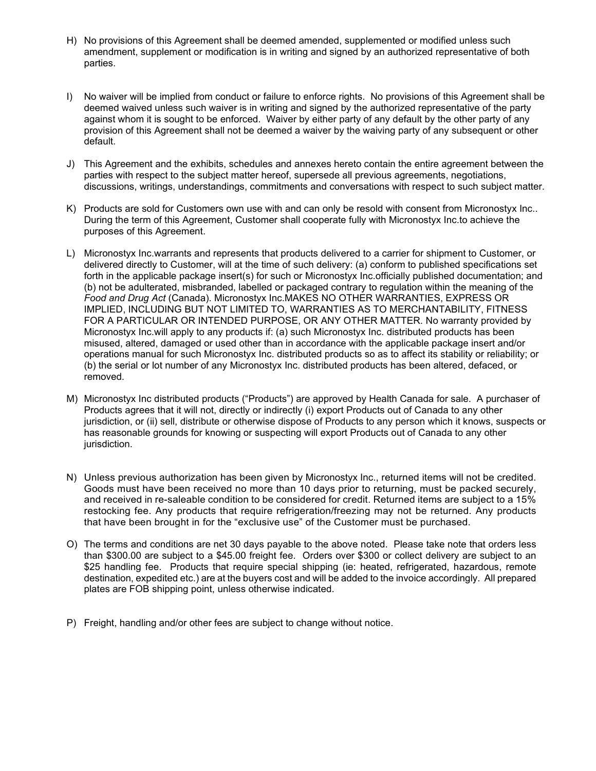H) No provisions of this Agreement shall be deemed amended, supplemented or modified unless such amendment, supplement or modification is in writing and signed by an authorized representative of both parties.

I) No waiver will be implied from conduct or failure to enforce rights. No provisions of this Agreement shall be deemed waived unless such waiver is in writing and signed by the authorized representative of the party against whom it is sought to be enforced. Waiver by either party of any default by the other party of any provision of this Agreement shall not be deemed a waiver by the waiving party of any subsequent or other default.

J) This Agreement and the exhibits, schedules and annexes hereto contain the entire agreement between the parties with respect to the subject matter hereof, supersede all previous agreements, negotiations, discussions, writings, understandings, commitments and conversations with respect to such subject matter.

K) Products are sold for Customers own use with and can only be resold with consent from Micronostyx Inc.. During the term of this Agreement, Customer shall cooperate fully with Micronostyx Inc.to achieve the purposes of this Agreement.

L) Micronostyx Inc.warrants and represents that products delivered to a carrier for shipment to Customer, or delivered directly to Customer, will at the time of such delivery: (a) conform to published specifications set forth in the applicable package insert(s) for such or Micronostyx Inc.officially published documentation; and (b) not be adulterated, misbranded, labelled or packaged contrary to regulation within the meaning of the *Food and Drug Act* (Canada). Micronostyx Inc.MAKES NO OTHER WARRANTIES, EXPRESS OR IMPLIED, INCLUDING BUT NOT LIMITED TO, WARRANTIES AS TO MERCHANTABILITY, FITNESS FOR A PARTICULAR OR INTENDED PURPOSE, OR ANY OTHER MATTER. No warranty provided by Micronostyx Inc.will apply to any products if: (a) such Micronostyx Inc. distributed products has been misused, altered, damaged or used other than in accordance with the applicable package insert and/or operations manual for such Micronostyx Inc. distributed products so as to affect its stability or reliability; or (b) the serial or lot number of any Micronostyx Inc. distributed products has been altered, defaced, or removed.

M) Micronostyx Inc distributed products ("Products") are approved by Health Canada for sale. A purchaser of Products agrees that it will not, directly or indirectly (i) export Products out of Canada to any other jurisdiction, or (ii) sell, distribute or otherwise dispose of Products to any person which it knows, suspects or has reasonable grounds for knowing or suspecting will export Products out of Canada to any other jurisdiction.

N) Unless previous authorization has been given by Micronostyx Inc., returned items will not be credited. Goods must have been received no more than 10 days prior to returning, must be packed securely, and received in re-saleable condition to be considered for credit. Returned items are subject to a 15% restocking fee. Any products that require refrigeration/freezing may not be returned. Any products that have been brought in for the "exclusive use" of the Customer must be purchased.

O) The terms and conditions are net 30 days payable to the above noted. Please take note that orders less than $300.00 are subject to a $45.00 freight fee. Orders over $300 or collect delivery are subject to an $25 handling fee. Products that require special shipping (ie: heated, refrigerated, hazardous, remote destination, expedited etc.) are at the buyers cost and will be added to the invoice accordingly. All prepared plates are FOB shipping point, unless otherwise indicated.

P) Freight, handling and/or other fees are subject to change without notice.